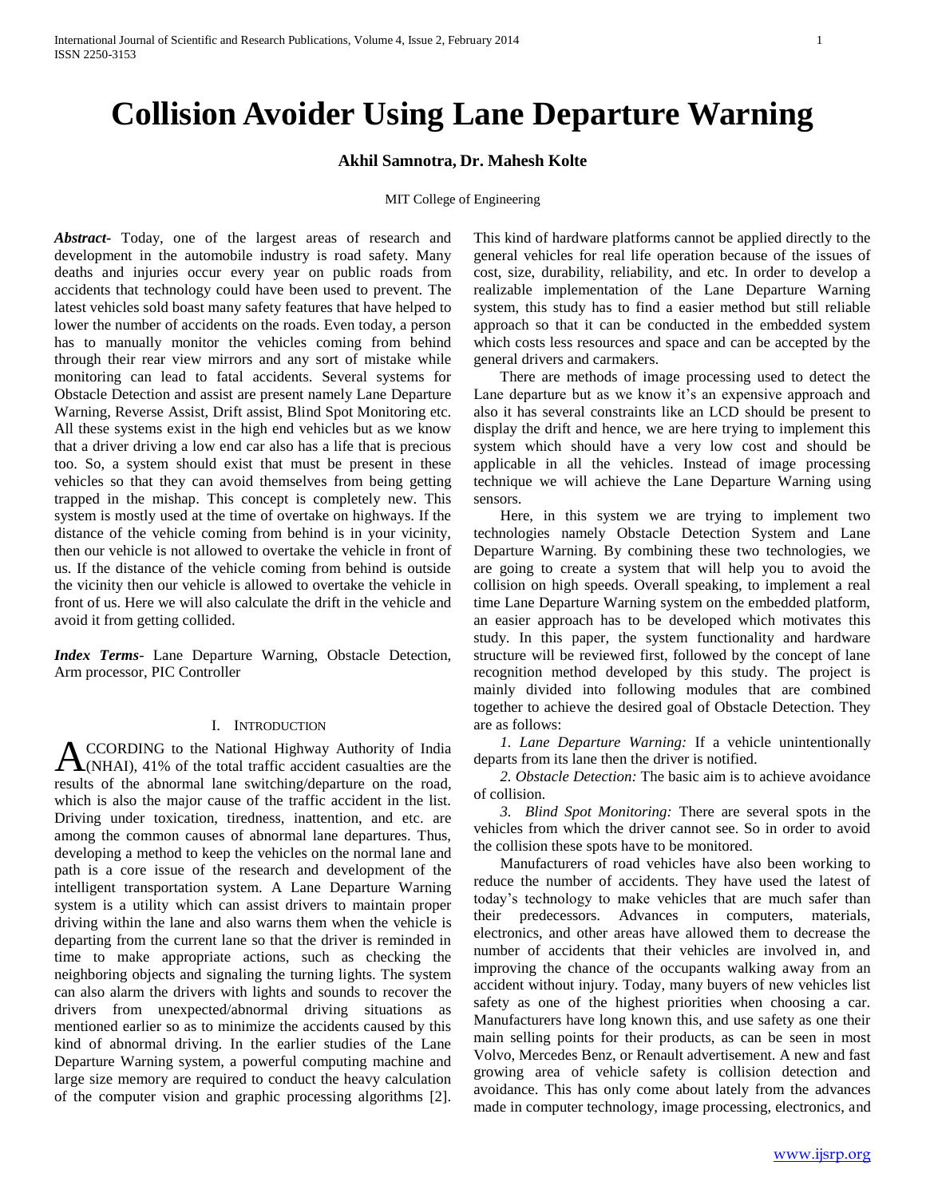# Collision Avoider Using Lane Departure Warning

**Akhil Samnotra, Dr. Mahesh Kolte**

MIT College of Engineering

***Abstract*-** Today, one of the largest areas of research and development in the automobile industry is road safety. Many deaths and injuries occur every year on public roads from accidents that technology could have been used to prevent. The latest vehicles sold boast many safety features that have helped to lower the number of accidents on the roads. Even today, a person has to manually monitor the vehicles coming from behind through their rear view mirrors and any sort of mistake while monitoring can lead to fatal accidents. Several systems for Obstacle Detection and assist are present namely Lane Departure Warning, Reverse Assist, Drift assist, Blind Spot Monitoring etc. All these systems exist in the high end vehicles but as we know that a driver driving a low end car also has a life that is precious too. So, a system should exist that must be present in these vehicles so that they can avoid themselves from being getting trapped in the mishap. This concept is completely new. This system is mostly used at the time of overtake on highways. If the distance of the vehicle coming from behind is in your vicinity, then our vehicle is not allowed to overtake the vehicle in front of us. If the distance of the vehicle coming from behind is outside the vicinity then our vehicle is allowed to overtake the vehicle in front of us. Here we will also calculate the drift in the vehicle and avoid it from getting collided.

***Index Terms*-** Lane Departure Warning, Obstacle Detection, Arm processor, PIC Controller

## I. Introduction

According to the National Highway Authority of India (NHAI), 41% of the total traffic accident casualties are the results of the abnormal lane switching/departure on the road, which is also the major cause of the traffic accident in the list. Driving under toxication, tiredness, inattention, and etc. are among the common causes of abnormal lane departures. Thus, developing a method to keep the vehicles on the normal lane and path is a core issue of the research and development of the intelligent transportation system. A Lane Departure Warning system is a utility which can assist drivers to maintain proper driving within the lane and also warns them when the vehicle is departing from the current lane so that the driver is reminded in time to make appropriate actions, such as checking the neighboring objects and signaling the turning lights. The system can also alarm the drivers with lights and sounds to recover the drivers from unexpected/abnormal driving situations as mentioned earlier so as to minimize the accidents caused by this kind of abnormal driving. In the earlier studies of the Lane Departure Warning system, a powerful computing machine and large size memory are required to conduct the heavy calculation of the computer vision and graphic processing algorithms [2]. This kind of hardware platforms cannot be applied directly to the general vehicles for real life operation because of the issues of cost, size, durability, reliability, and etc. In order to develop a realizable implementation of the Lane Departure Warning system, this study has to find a easier method but still reliable approach so that it can be conducted in the embedded system which costs less resources and space and can be accepted by the general drivers and carmakers.

There are methods of image processing used to detect the Lane departure but as we know it's an expensive approach and also it has several constraints like an LCD should be present to display the drift and hence, we are here trying to implement this system which should have a very low cost and should be applicable in all the vehicles. Instead of image processing technique we will achieve the Lane Departure Warning using sensors.

Here, in this system we are trying to implement two technologies namely Obstacle Detection System and Lane Departure Warning. By combining these two technologies, we are going to create a system that will help you to avoid the collision on high speeds. Overall speaking, to implement a real time Lane Departure Warning system on the embedded platform, an easier approach has to be developed which motivates this study. In this paper, the system functionality and hardware structure will be reviewed first, followed by the concept of lane recognition method developed by this study. The project is mainly divided into following modules that are combined together to achieve the desired goal of Obstacle Detection. They are as follows:

*1. Lane Departure Warning:* If a vehicle unintentionally departs from its lane then the driver is notified.

*2. Obstacle Detection:* The basic aim is to achieve avoidance of collision.

*3. Blind Spot Monitoring:* There are several spots in the vehicles from which the driver cannot see. So in order to avoid the collision these spots have to be monitored.

Manufacturers of road vehicles have also been working to reduce the number of accidents. They have used the latest of today's technology to make vehicles that are much safer than their predecessors. Advances in computers, materials, electronics, and other areas have allowed them to decrease the number of accidents that their vehicles are involved in, and improving the chance of the occupants walking away from an accident without injury. Today, many buyers of new vehicles list safety as one of the highest priorities when choosing a car. Manufacturers have long known this, and use safety as one their main selling points for their products, as can be seen in most Volvo, Mercedes Benz, or Renault advertisement. A new and fast growing area of vehicle safety is collision detection and avoidance. This has only come about lately from the advances made in computer technology, image processing, electronics, and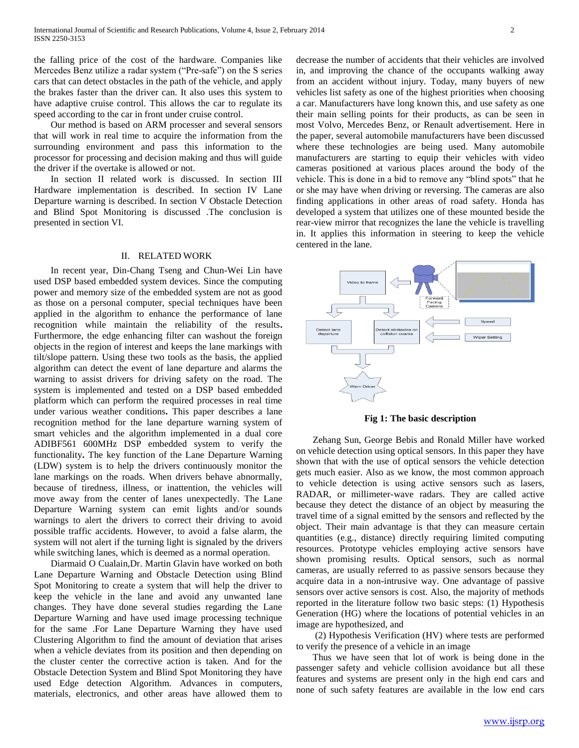the falling price of the cost of the hardware. Companies like Mercedes Benz utilize a radar system ("Pre-safe") on the S series cars that can detect obstacles in the path of the vehicle, and apply the brakes faster than the driver can. It also uses this system to have adaptive cruise control. This allows the car to regulate its speed according to the car in front under cruise control.

Our method is based on ARM processer and several sensors that will work in real time to acquire the information from the surrounding environment and pass this information to the processor for processing and decision making and thus will guide the driver if the overtake is allowed or not.

In section II related work is discussed. In section III Hardware implementation is described. In section IV Lane Departure warning is described. In section V Obstacle Detection and Blind Spot Monitoring is discussed .The conclusion is presented in section VI.

## II. RELATED WORK

In recent year, Din-Chang Tseng and Chun-Wei Lin have used DSP based embedded system devices. Since the computing power and memory size of the embedded system are not as good as those on a personal computer, special techniques have been applied in the algorithm to enhance the performance of lane recognition while maintain the reliability of the results**.** Furthermore, the edge enhancing filter can washout the foreign objects in the region of interest and keeps the lane markings with tilt/slope pattern. Using these two tools as the basis, the applied algorithm can detect the event of lane departure and alarms the warning to assist drivers for driving safety on the road. The system is implemented and tested on a DSP based embedded platform which can perform the required processes in real time under various weather conditions**.** This paper describes a lane recognition method for the lane departure warning system of smart vehicles and the algorithm implemented in a dual core ADIBF561 600MHz DSP embedded system to verify the functionality**.** The key function of the Lane Departure Warning (LDW) system is to help the drivers continuously monitor the lane markings on the roads. When drivers behave abnormally, because of tiredness, illness, or inattention, the vehicles will move away from the center of lanes unexpectedly. The Lane Departure Warning system can emit lights and/or sounds warnings to alert the drivers to correct their driving to avoid possible traffic accidents. However, to avoid a false alarm, the system will not alert if the turning light is signaled by the drivers while switching lanes, which is deemed as a normal operation.

Diarmaid O Cualain,Dr. Martin Glavin have worked on both Lane Departure Warning and Obstacle Detection using Blind Spot Monitoring to create a system that will help the driver to keep the vehicle in the lane and avoid any unwanted lane changes. They have done several studies regarding the Lane Departure Warning and have used image processing technique for the same .For Lane Departure Warning they have used Clustering Algorithm to find the amount of deviation that arises when a vehicle deviates from its position and then depending on the cluster center the corrective action is taken. And for the Obstacle Detection System and Blind Spot Monitoring they have used Edge detection Algorithm. Advances in computers, materials, electronics, and other areas have allowed them to decrease the number of accidents that their vehicles are involved in, and improving the chance of the occupants walking away from an accident without injury. Today, many buyers of new vehicles list safety as one of the highest priorities when choosing a car. Manufacturers have long known this, and use safety as one their main selling points for their products, as can be seen in most Volvo, Mercedes Benz, or Renault advertisement. Here in the paper, several automobile manufacturers have been discussed where these technologies are being used. Many automobile manufacturers are starting to equip their vehicles with video cameras positioned at various places around the body of the vehicle. This is done in a bid to remove any "blind spots" that he or she may have when driving or reversing. The cameras are also finding applications in other areas of road safety. Honda has developed a system that utilizes one of these mounted beside the rear-view mirror that recognizes the lane the vehicle is travelling in. It applies this information in steering to keep the vehicle centered in the lane.

Video to frame

Forward Facing Camera

Detect lane departure

Detect obstacles on collision coarse

Speed

Wiper Setting

Warn Driver

**Fig 1: The basic description**

Zehang Sun, George Bebis and Ronald Miller have worked on vehicle detection using optical sensors. In this paper they have shown that with the use of optical sensors the vehicle detection gets much easier. Also as we know, the most common approach to vehicle detection is using active sensors such as lasers, RADAR, or millimeter-wave radars. They are called active because they detect the distance of an object by measuring the travel time of a signal emitted by the sensors and reflected by the object. Their main advantage is that they can measure certain quantities (e.g., distance) directly requiring limited computing resources. Prototype vehicles employing active sensors have shown promising results. Optical sensors, such as normal cameras, are usually referred to as passive sensors because they acquire data in a non-intrusive way. One advantage of passive sensors over active sensors is cost. Also, the majority of methods reported in the literature follow two basic steps: (1) Hypothesis Generation (HG) where the locations of potential vehicles in an image are hypothesized, and

(2) Hypothesis Verification (HV) where tests are performed to verify the presence of a vehicle in an image

Thus we have seen that lot of work is being done in the passenger safety and vehicle collision avoidance but all these features and systems are present only in the high end cars and none of such safety features are available in the low end cars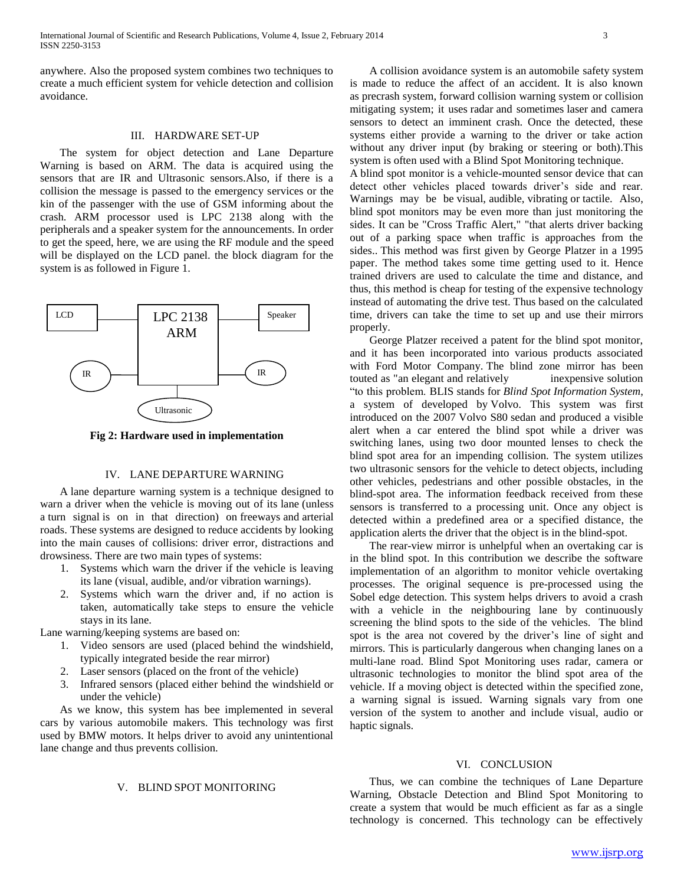anywhere. Also the proposed system combines two techniques to create a much efficient system for vehicle detection and collision avoidance.

## III. HARDWARE SET-UP

The system for object detection and Lane Departure Warning is based on ARM. The data is acquired using the sensors that are IR and Ultrasonic sensors.Also, if there is a collision the message is passed to the emergency services or the kin of the passenger with the use of GSM informing about the crash. ARM processor used is LPC 2138 along with the peripherals and a speaker system for the announcements. In order to get the speed, here, we are using the RF module and the speed will be displayed on the LCD panel. the block diagram for the system is as followed in Figure 1.

LCD

LPC 2138 ARM

Speaker

IR

IR

Ultrasonic

**Fig 2: Hardware used in implementation**

## IV. LANE DEPARTURE WARNING

A lane departure warning system is a technique designed to warn a driver when the vehicle is moving out of its lane (unless a turn signal is on in that direction) on freeways and arterial roads. These systems are designed to reduce accidents by looking into the main causes of collisions: driver error, distractions and drowsiness. There are two main types of systems:

1. Systems which warn the driver if the vehicle is leaving its lane (visual, audible, and/or vibration warnings).
2. Systems which warn the driver and, if no action is taken, automatically take steps to ensure the vehicle stays in its lane.

Lane warning/keeping systems are based on:

1. Video sensors are used (placed behind the windshield, typically integrated beside the rear mirror)
2. Laser sensors (placed on the front of the vehicle)
3. Infrared sensors (placed either behind the windshield or under the vehicle)

As we know, this system has bee implemented in several cars by various automobile makers. This technology was first used by BMW motors. It helps driver to avoid any unintentional lane change and thus prevents collision.

## V. BLIND SPOT MONITORING

A collision avoidance system is an automobile safety system is made to reduce the affect of an accident. It is also known as precrash system, forward collision warning system or collision mitigating system; it uses radar and sometimes laser and camera sensors to detect an imminent crash. Once the detected, these systems either provide a warning to the driver or take action without any driver input (by braking or steering or both).This system is often used with a Blind Spot Monitoring technique.
A blind spot monitor is a vehicle-mounted sensor device that can detect other vehicles placed towards driver's side and rear. Warnings may be be visual, audible, vibrating or tactile. Also, blind spot monitors may be even more than just monitoring the sides. It can be "Cross Traffic Alert," "that alerts driver backing out of a parking space when traffic is approaches from the sides.. This method was first given by George Platzer in a 1995 paper. The method takes some time getting used to it. Hence trained drivers are used to calculate the time and distance, and thus, this method is cheap for testing of the expensive technology instead of automating the drive test. Thus based on the calculated time, drivers can take the time to set up and use their mirrors properly.

George Platzer received a patent for the blind spot monitor, and it has been incorporated into various products associated with Ford Motor Company. The blind zone mirror has been touted as "an elegant and relatively inexpensive solution "to this problem. BLIS stands for *Blind Spot Information System*, a system of developed by Volvo. This system was first introduced on the 2007 Volvo S80 sedan and produced a visible alert when a car entered the blind spot while a driver was switching lanes, using two door mounted lenses to check the blind spot area for an impending collision. The system utilizes two ultrasonic sensors for the vehicle to detect objects, including other vehicles, pedestrians and other possible obstacles, in the blind-spot area. The information feedback received from these sensors is transferred to a processing unit. Once any object is detected within a predefined area or a specified distance, the application alerts the driver that the object is in the blind-spot.

The rear-view mirror is unhelpful when an overtaking car is in the blind spot. In this contribution we describe the software implementation of an algorithm to monitor vehicle overtaking processes. The original sequence is pre-processed using the Sobel edge detection. This system helps drivers to avoid a crash with a vehicle in the neighbouring lane by continuously screening the blind spots to the side of the vehicles. The blind spot is the area not covered by the driver's line of sight and mirrors. This is particularly dangerous when changing lanes on a multi-lane road. Blind Spot Monitoring uses radar, camera or ultrasonic technologies to monitor the blind spot area of the vehicle. If a moving object is detected within the specified zone, a warning signal is issued. Warning signals vary from one version of the system to another and include visual, audio or haptic signals.

## VI. CONCLUSION

Thus, we can combine the techniques of Lane Departure Warning, Obstacle Detection and Blind Spot Monitoring to create a system that would be much efficient as far as a single technology is concerned. This technology can be effectively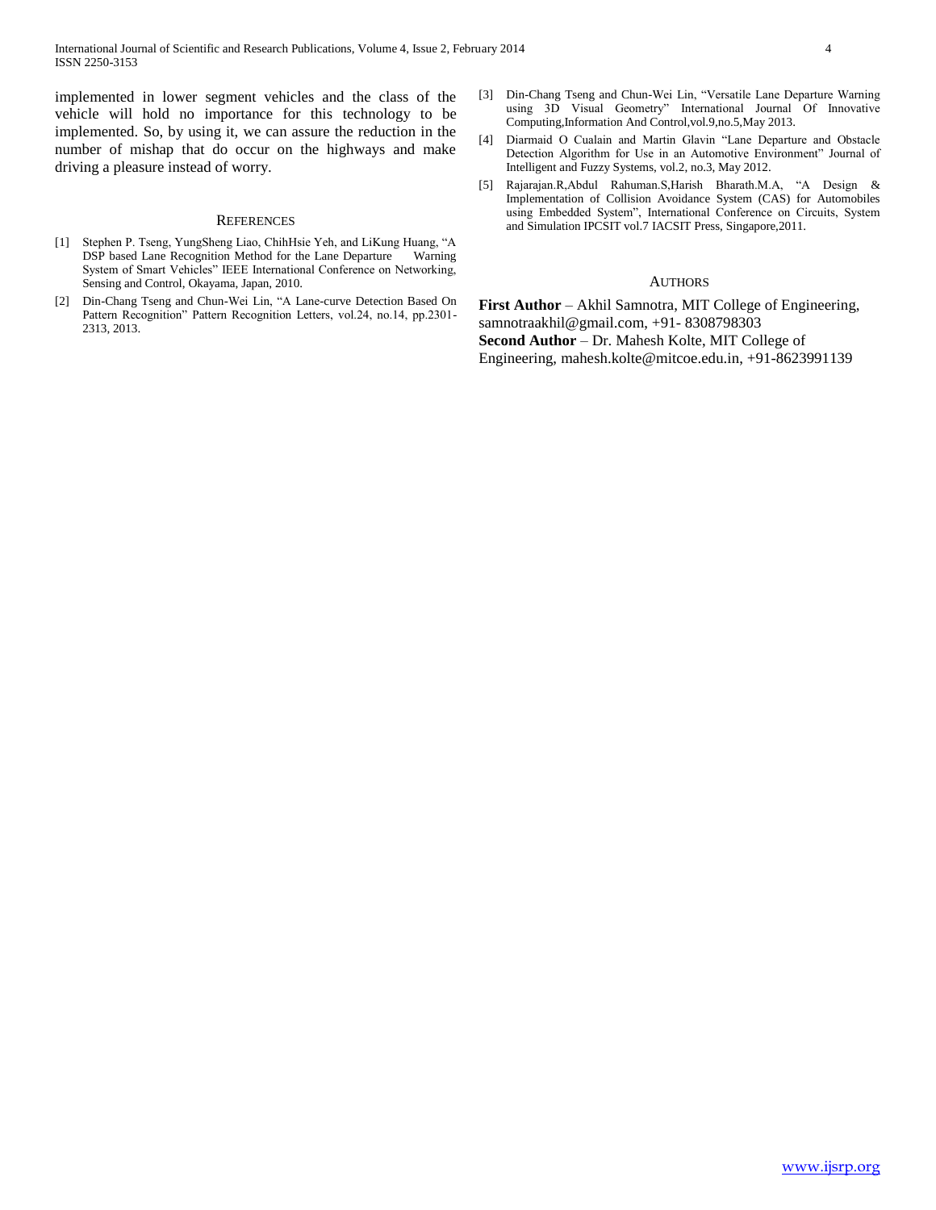implemented in lower segment vehicles and the class of the vehicle will hold no importance for this technology to be implemented. So, by using it, we can assure the reduction in the number of mishap that do occur on the highways and make driving a pleasure instead of worry.

## References

[1] Stephen P. Tseng, YungSheng Liao, ChihHsie Yeh, and LiKung Huang, "A DSP based Lane Recognition Method for the Lane Departure Warning System of Smart Vehicles" IEEE International Conference on Networking, Sensing and Control, Okayama, Japan, 2010.

[2] Din-Chang Tseng and Chun-Wei Lin, "A Lane-curve Detection Based On Pattern Recognition" Pattern Recognition Letters, vol.24, no.14, pp.2301-2313, 2013.

[3] Din-Chang Tseng and Chun-Wei Lin, "Versatile Lane Departure Warning using 3D Visual Geometry" International Journal Of Innovative Computing,Information And Control,vol.9,no.5,May 2013.

[4] Diarmaid O Cualain and Martin Glavin "Lane Departure and Obstacle Detection Algorithm for Use in an Automotive Environment" Journal of Intelligent and Fuzzy Systems, vol.2, no.3, May 2012.

[5] Rajarajan.R,Abdul Rahuman.S,Harish Bharath.M.A, "A Design & Implementation of Collision Avoidance System (CAS) for Automobiles using Embedded System", International Conference on Circuits, System and Simulation IPCSIT vol.7 IACSIT Press, Singapore,2011.

## Authors

**First Author** – Akhil Samnotra, MIT College of Engineering, samnotraakhil@gmail.com, +91- 8308798303

**Second Author** – Dr. Mahesh Kolte, MIT College of Engineering, mahesh.kolte@mitcoe.edu.in, +91-8623991139